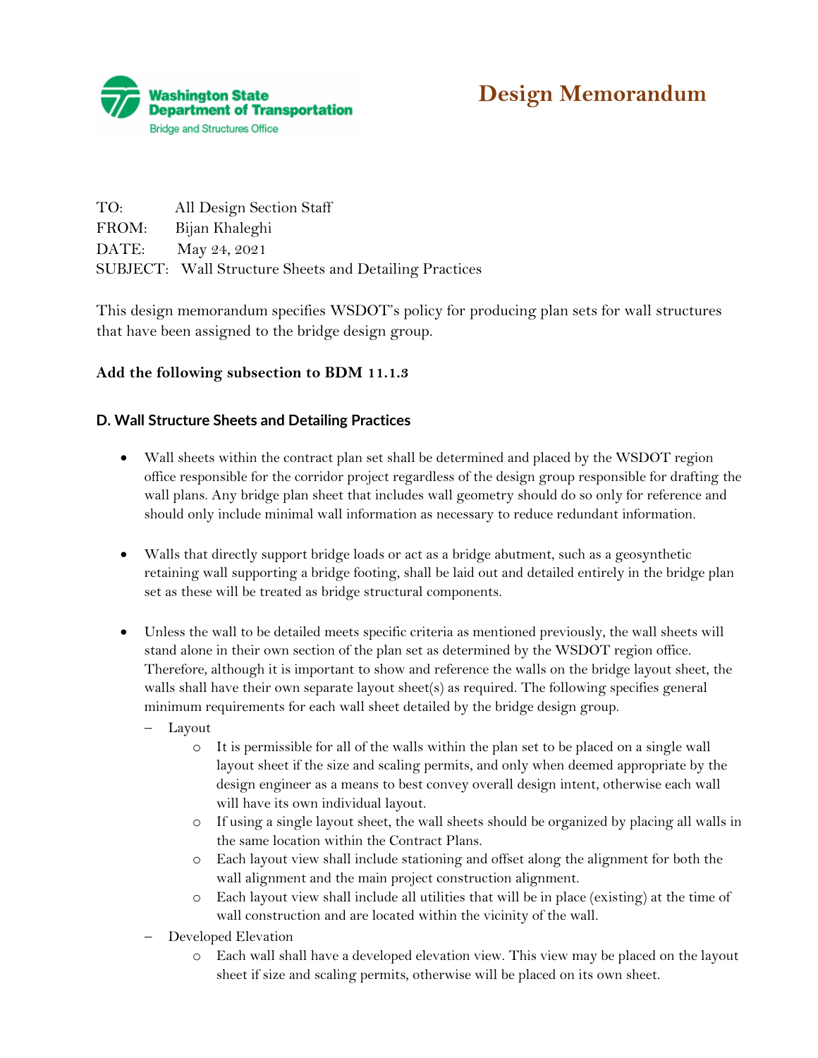Washington State Department of Transportation
Bridge and Structures Office

# Design Memorandum

TO: All Design Section Staff
FROM: Bijan Khaleghi
DATE: May 24, 2021
SUBJECT: Wall Structure Sheets and Detailing Practices

This design memorandum specifies WSDOT's policy for producing plan sets for wall structures that have been assigned to the bridge design group.

**Add the following subsection to BDM 11.1.3**

### D. Wall Structure Sheets and Detailing Practices

- Wall sheets within the contract plan set shall be determined and placed by the WSDOT region office responsible for the corridor project regardless of the design group responsible for drafting the wall plans. Any bridge plan sheet that includes wall geometry should do so only for reference and should only include minimal wall information as necessary to reduce redundant information.
- Walls that directly support bridge loads or act as a bridge abutment, such as a geosynthetic retaining wall supporting a bridge footing, shall be laid out and detailed entirely in the bridge plan set as these will be treated as bridge structural components.
- Unless the wall to be detailed meets specific criteria as mentioned previously, the wall sheets will stand alone in their own section of the plan set as determined by the WSDOT region office. Therefore, although it is important to show and reference the walls on the bridge layout sheet, the walls shall have their own separate layout sheet(s) as required. The following specifies general minimum requirements for each wall sheet detailed by the bridge design group.
  - Layout
    - It is permissible for all of the walls within the plan set to be placed on a single wall layout sheet if the size and scaling permits, and only when deemed appropriate by the design engineer as a means to best convey overall design intent, otherwise each wall will have its own individual layout.
    - If using a single layout sheet, the wall sheets should be organized by placing all walls in the same location within the Contract Plans.
    - Each layout view shall include stationing and offset along the alignment for both the wall alignment and the main project construction alignment.
    - Each layout view shall include all utilities that will be in place (existing) at the time of wall construction and are located within the vicinity of the wall.
  - Developed Elevation
    - Each wall shall have a developed elevation view. This view may be placed on the layout sheet if size and scaling permits, otherwise will be placed on its own sheet.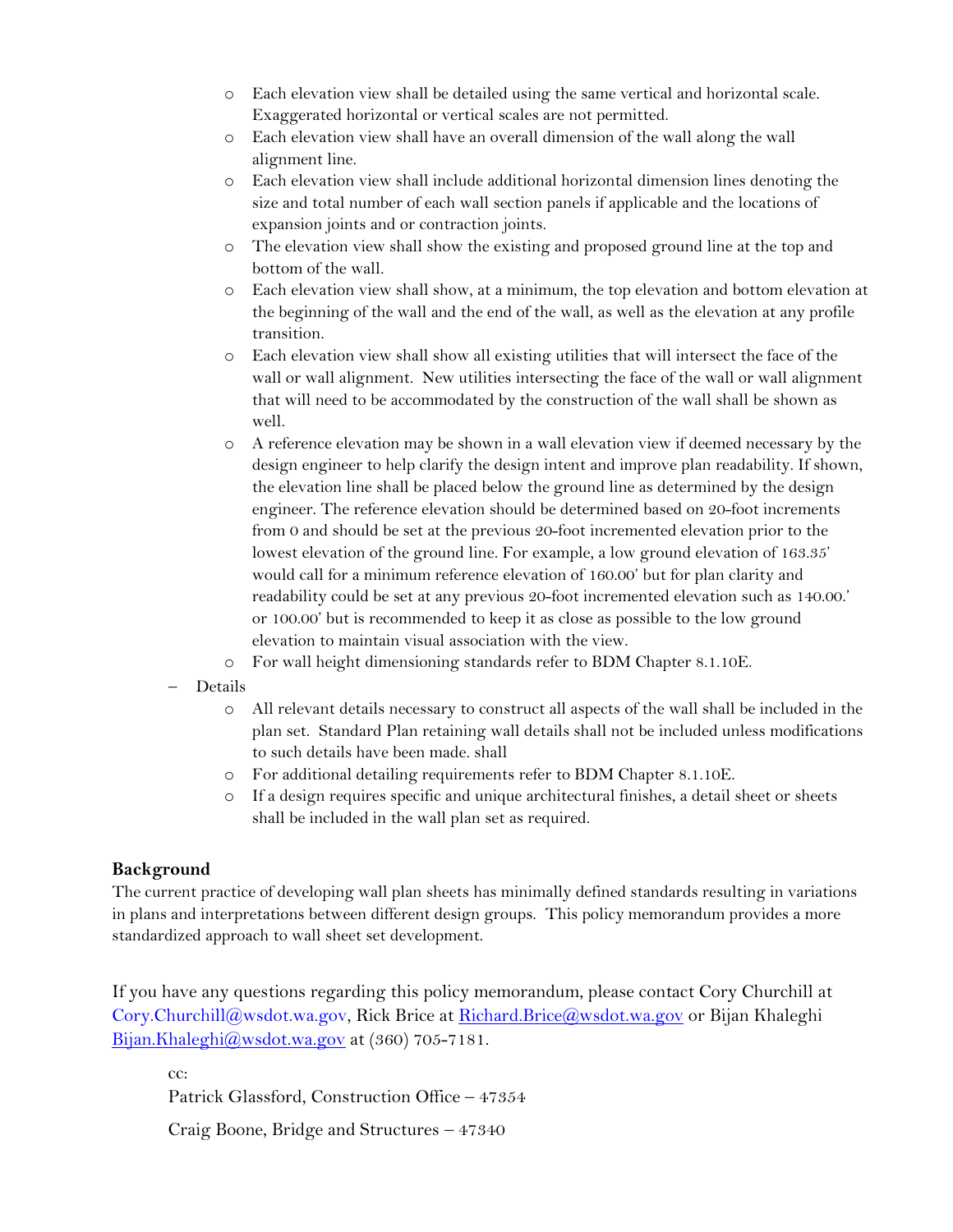- Each elevation view shall be detailed using the same vertical and horizontal scale. Exaggerated horizontal or vertical scales are not permitted.
  - Each elevation view shall have an overall dimension of the wall along the wall alignment line.
  - Each elevation view shall include additional horizontal dimension lines denoting the size and total number of each wall section panels if applicable and the locations of expansion joints and or contraction joints.
  - The elevation view shall show the existing and proposed ground line at the top and bottom of the wall.
  - Each elevation view shall show, at a minimum, the top elevation and bottom elevation at the beginning of the wall and the end of the wall, as well as the elevation at any profile transition.
  - Each elevation view shall show all existing utilities that will intersect the face of the wall or wall alignment. New utilities intersecting the face of the wall or wall alignment that will need to be accommodated by the construction of the wall shall be shown as well.
  - A reference elevation may be shown in a wall elevation view if deemed necessary by the design engineer to help clarify the design intent and improve plan readability. If shown, the elevation line shall be placed below the ground line as determined by the design engineer. The reference elevation should be determined based on 20-foot increments from 0 and should be set at the previous 20-foot incremented elevation prior to the lowest elevation of the ground line. For example, a low ground elevation of 163.35' would call for a minimum reference elevation of 160.00' but for plan clarity and readability could be set at any previous 20-foot incremented elevation such as 140.00.' or 100.00' but is recommended to keep it as close as possible to the low ground elevation to maintain visual association with the view.
  - For wall height dimensioning standards refer to BDM Chapter 8.1.10E.
- Details
  - All relevant details necessary to construct all aspects of the wall shall be included in the plan set. Standard Plan retaining wall details shall not be included unless modifications to such details have been made. shall
  - For additional detailing requirements refer to BDM Chapter 8.1.10E.
  - If a design requires specific and unique architectural finishes, a detail sheet or sheets shall be included in the wall plan set as required.

**Background**

The current practice of developing wall plan sheets has minimally defined standards resulting in variations in plans and interpretations between different design groups. This policy memorandum provides a more standardized approach to wall sheet set development.

If you have any questions regarding this policy memorandum, please contact Cory Churchill at Cory.Churchill@wsdot.wa.gov, Rick Brice at Richard.Brice@wsdot.wa.gov or Bijan Khaleghi Bijan.Khaleghi@wsdot.wa.gov at (360) 705-7181.

cc:

Patrick Glassford, Construction Office – 47354

Craig Boone, Bridge and Structures – 47340